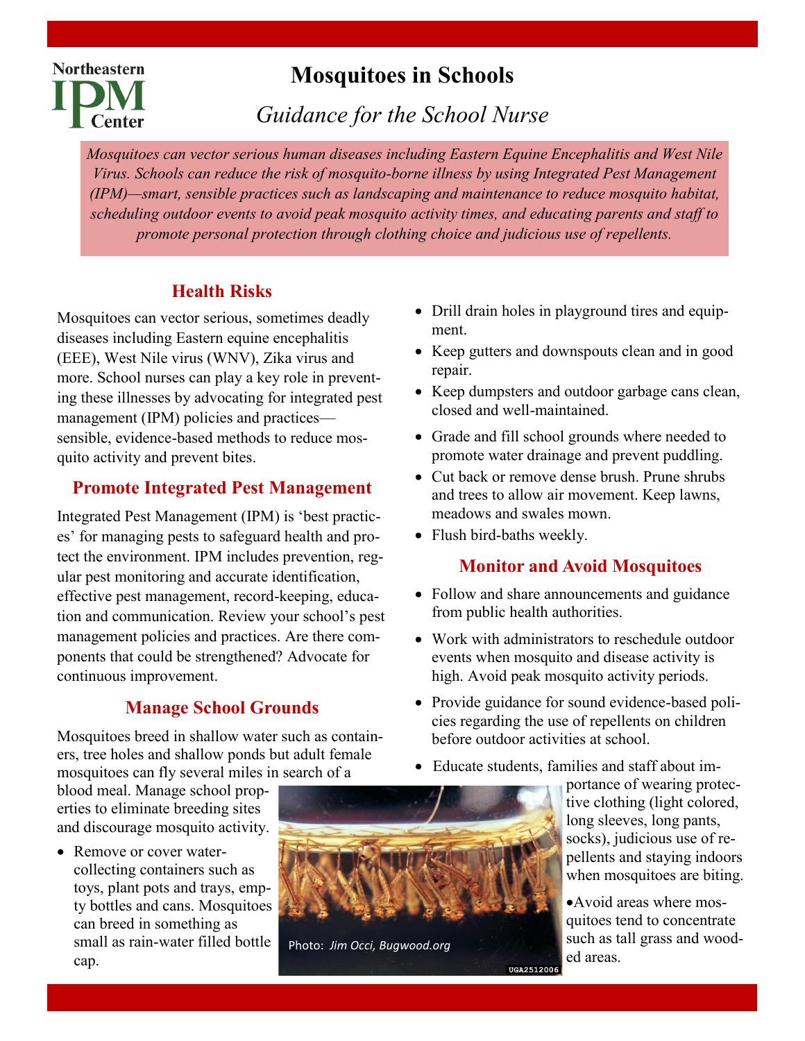Northeastern IPM Center

# Mosquitoes in Schools

## *Guidance for the School Nurse*

*Mosquitoes can vector serious human diseases including Eastern Equine Encephalitis and West Nile Virus. Schools can reduce the risk of mosquito-borne illness by using Integrated Pest Management (IPM)—smart, sensible practices such as landscaping and maintenance to reduce mosquito habitat, scheduling outdoor events to avoid peak mosquito activity times, and educating parents and staff to promote personal protection through clothing choice and judicious use of repellents.*

### Health Risks

Mosquitoes can vector serious, sometimes deadly diseases including Eastern equine encephalitis (EEE), West Nile virus (WNV), Zika virus and more. School nurses can play a key role in preventing these illnesses by advocating for integrated pest management (IPM) policies and practices—sensible, evidence-based methods to reduce mosquito activity and prevent bites.

### Promote Integrated Pest Management

Integrated Pest Management (IPM) is 'best practices' for managing pests to safeguard health and protect the environment. IPM includes prevention, regular pest monitoring and accurate identification, effective pest management, record-keeping, education and communication. Review your school's pest management policies and practices. Are there components that could be strengthened? Advocate for continuous improvement.

### Manage School Grounds

Mosquitoes breed in shallow water such as containers, tree holes and shallow ponds but adult female mosquitoes can fly several miles in search of a blood meal. Manage school properties to eliminate breeding sites and discourage mosquito activity.

- Remove or cover water-collecting containers such as toys, plant pots and trays, empty bottles and cans. Mosquitoes can breed in something as small as rain-water filled bottle cap.
- Drill drain holes in playground tires and equipment.
- Keep gutters and downspouts clean and in good repair.
- Keep dumpsters and outdoor garbage cans clean, closed and well-maintained.
- Grade and fill school grounds where needed to promote water drainage and prevent puddling.
- Cut back or remove dense brush. Prune shrubs and trees to allow air movement. Keep lawns, meadows and swales mown.
- Flush bird-baths weekly.

Photo: *Jim Occi, Bugwood.org*

### Monitor and Avoid Mosquitoes

- Follow and share announcements and guidance from public health authorities.
- Work with administrators to reschedule outdoor events when mosquito and disease activity is high. Avoid peak mosquito activity periods.
- Provide guidance for sound evidence-based policies regarding the use of repellents on children before outdoor activities at school.
- Educate students, families and staff about importance of wearing protective clothing (light colored, long sleeves, long pants, socks), judicious use of repellents and staying indoors when mosquitoes are biting.
- Avoid areas where mosquitoes tend to concentrate such as tall grass and wooded areas.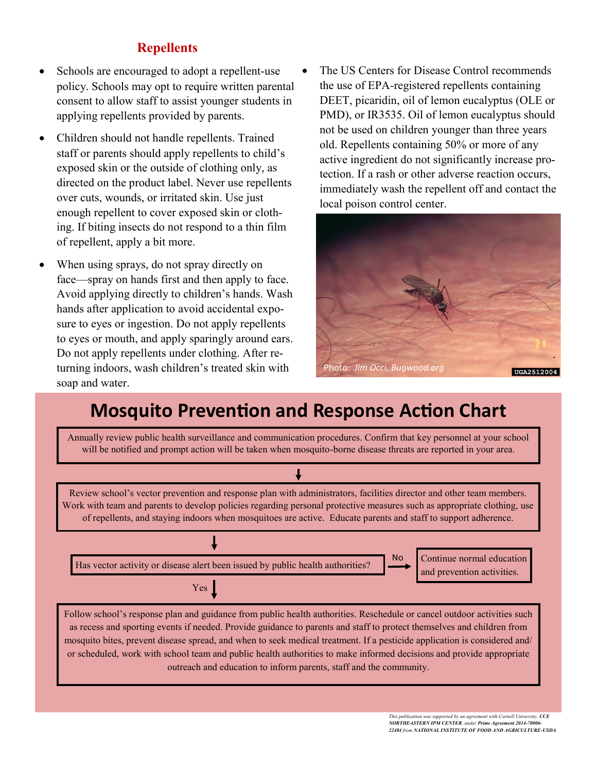## Repellents

- Schools are encouraged to adopt a repellent-use policy. Schools may opt to require written parental consent to allow staff to assist younger students in applying repellents provided by parents.
- Children should not handle repellents. Trained staff or parents should apply repellents to child's exposed skin or the outside of clothing only, as directed on the product label. Never use repellents over cuts, wounds, or irritated skin. Use just enough repellent to cover exposed skin or clothing. If biting insects do not respond to a thin film of repellent, apply a bit more.
- When using sprays, do not spray directly on face—spray on hands first and then apply to face. Avoid applying directly to children's hands. Wash hands after application to avoid accidental exposure to eyes or ingestion. Do not apply repellents to eyes or mouth, and apply sparingly around ears. Do not apply repellents under clothing. After returning indoors, wash children's treated skin with soap and water.
- The US Centers for Disease Control recommends the use of EPA-registered repellents containing DEET, picaridin, oil of lemon eucalyptus (OLE or PMD), or IR3535. Oil of lemon eucalyptus should not be used on children younger than three years old. Repellents containing 50% or more of any active ingredient do not significantly increase protection. If a rash or other adverse reaction occurs, immediately wash the repellent off and contact the local poison control center.

Photo: *Jim Occi, Bugwood.org*

## Mosquito Prevention and Response Action Chart

Annually review public health surveillance and communication procedures. Confirm that key personnel at your school will be notified and prompt action will be taken when mosquito-borne disease threats are reported in your area.

↓

Review school's vector prevention and response plan with administrators, facilities director and other team members. Work with team and parents to develop policies regarding personal protective measures such as appropriate clothing, use of repellents, and staying indoors when mosquitoes are active. Educate parents and staff to support adherence.

↓

Has vector activity or disease alert been issued by public health authorities?

No → Continue normal education and prevention activities.

Yes ↓

Follow school's response plan and guidance from public health authorities. Reschedule or cancel outdoor activities such as recess and sporting events if needed. Provide guidance to parents and staff to protect themselves and children from mosquito bites, prevent disease spread, and when to seek medical treatment. If a pesticide application is considered and/or scheduled, work with school team and public health authorities to make informed decisions and provide appropriate outreach and education to inform parents, staff and the community.

*This publication was supported by an agreement with Cornell University, **CCE NORTHEASTERN IPM CENTER**, under **Prime Agreement 2014-70006-22484** from **NATIONAL INSTITUTE OF FOOD AND AGRICULTURE-USDA**.*